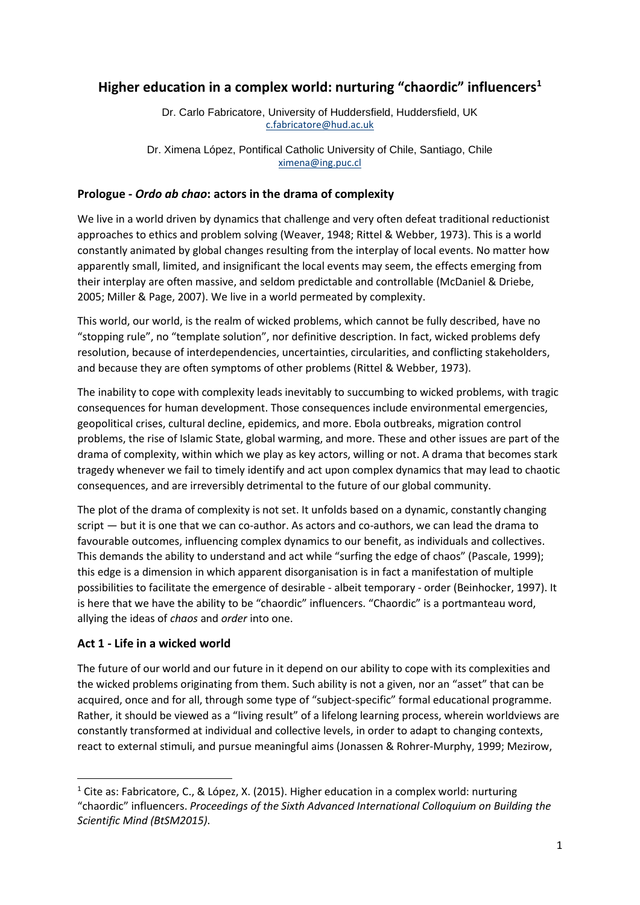# Higher education in a complex world: nurturing "chaordic" influencers[1]

Dr. Carlo Fabricatore, University of Huddersfield, Huddersfield, UK
c.fabricatore@hud.ac.uk

Dr. Ximena López, Pontifical Catholic University of Chile, Santiago, Chile
ximena@ing.puc.cl

## Prologue - *Ordo ab chao*: actors in the drama of complexity

We live in a world driven by dynamics that challenge and very often defeat traditional reductionist approaches to ethics and problem solving (Weaver, 1948; Rittel & Webber, 1973). This is a world constantly animated by global changes resulting from the interplay of local events. No matter how apparently small, limited, and insignificant the local events may seem, the effects emerging from their interplay are often massive, and seldom predictable and controllable (McDaniel & Driebe, 2005; Miller & Page, 2007). We live in a world permeated by complexity.

This world, our world, is the realm of wicked problems, which cannot be fully described, have no "stopping rule", no "template solution", nor definitive description. In fact, wicked problems defy resolution, because of interdependencies, uncertainties, circularities, and conflicting stakeholders, and because they are often symptoms of other problems (Rittel & Webber, 1973).

The inability to cope with complexity leads inevitably to succumbing to wicked problems, with tragic consequences for human development. Those consequences include environmental emergencies, geopolitical crises, cultural decline, epidemics, and more. Ebola outbreaks, migration control problems, the rise of Islamic State, global warming, and more. These and other issues are part of the drama of complexity, within which we play as key actors, willing or not. A drama that becomes stark tragedy whenever we fail to timely identify and act upon complex dynamics that may lead to chaotic consequences, and are irreversibly detrimental to the future of our global community.

The plot of the drama of complexity is not set. It unfolds based on a dynamic, constantly changing script — but it is one that we can co-author. As actors and co-authors, we can lead the drama to favourable outcomes, influencing complex dynamics to our benefit, as individuals and collectives. This demands the ability to understand and act while "surfing the edge of chaos" (Pascale, 1999); this edge is a dimension in which apparent disorganisation is in fact a manifestation of multiple possibilities to facilitate the emergence of desirable - albeit temporary - order (Beinhocker, 1997). It is here that we have the ability to be "chaordic" influencers. "Chaordic" is a portmanteau word, allying the ideas of *chaos* and *order* into one.

## Act 1 - Life in a wicked world

The future of our world and our future in it depend on our ability to cope with its complexities and the wicked problems originating from them. Such ability is not a given, nor an "asset" that can be acquired, once and for all, through some type of "subject-specific" formal educational programme. Rather, it should be viewed as a "living result" of a lifelong learning process, wherein worldviews are constantly transformed at individual and collective levels, in order to adapt to changing contexts, react to external stimuli, and pursue meaningful aims (Jonassen & Rohrer-Murphy, 1999; Mezirow,

[1] Cite as: Fabricatore, C., & López, X. (2015). Higher education in a complex world: nurturing "chaordic" influencers. *Proceedings of the Sixth Advanced International Colloquium on Building the Scientific Mind (BtSM2015)*.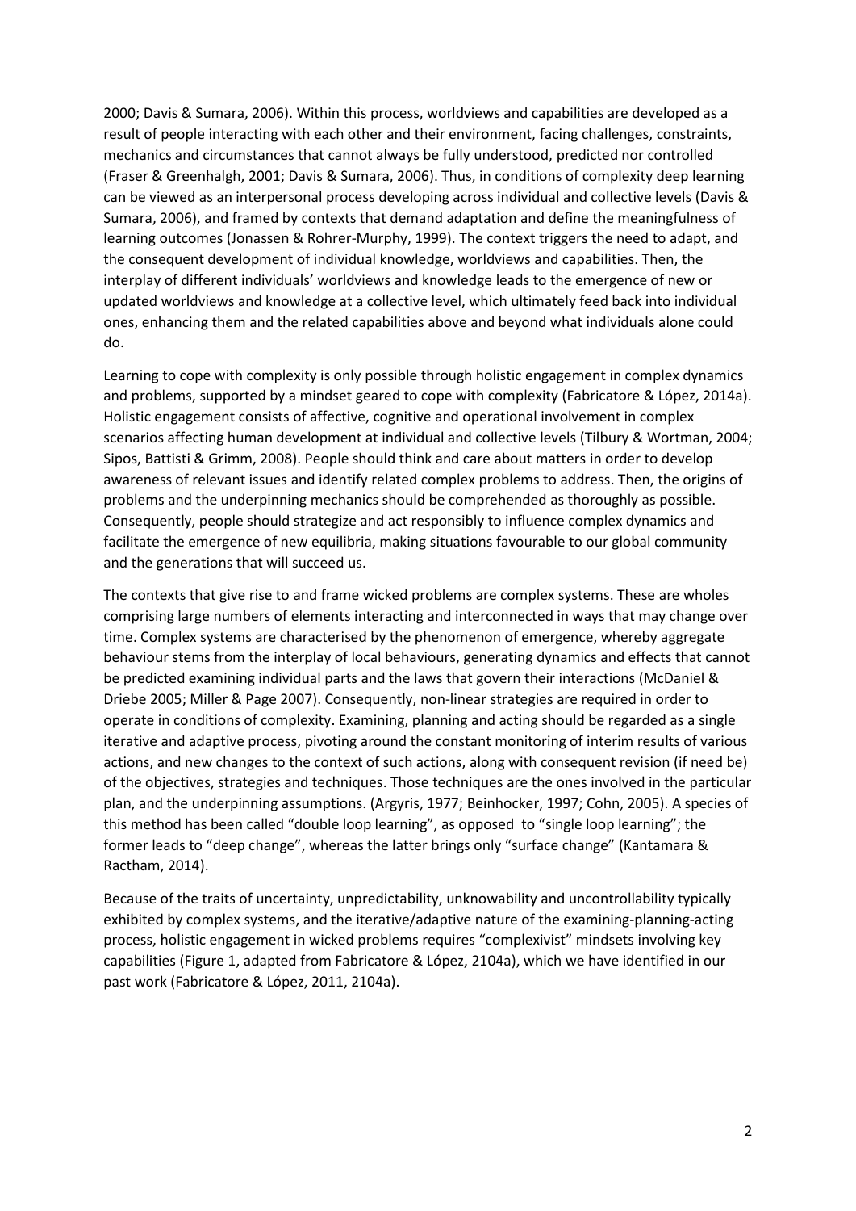2000; Davis & Sumara, 2006). Within this process, worldviews and capabilities are developed as a result of people interacting with each other and their environment, facing challenges, constraints, mechanics and circumstances that cannot always be fully understood, predicted nor controlled (Fraser & Greenhalgh, 2001; Davis & Sumara, 2006). Thus, in conditions of complexity deep learning can be viewed as an interpersonal process developing across individual and collective levels (Davis & Sumara, 2006), and framed by contexts that demand adaptation and define the meaningfulness of learning outcomes (Jonassen & Rohrer-Murphy, 1999). The context triggers the need to adapt, and the consequent development of individual knowledge, worldviews and capabilities. Then, the interplay of different individuals' worldviews and knowledge leads to the emergence of new or updated worldviews and knowledge at a collective level, which ultimately feed back into individual ones, enhancing them and the related capabilities above and beyond what individuals alone could do.

Learning to cope with complexity is only possible through holistic engagement in complex dynamics and problems, supported by a mindset geared to cope with complexity (Fabricatore & López, 2014a). Holistic engagement consists of affective, cognitive and operational involvement in complex scenarios affecting human development at individual and collective levels (Tilbury & Wortman, 2004; Sipos, Battisti & Grimm, 2008). People should think and care about matters in order to develop awareness of relevant issues and identify related complex problems to address. Then, the origins of problems and the underpinning mechanics should be comprehended as thoroughly as possible. Consequently, people should strategize and act responsibly to influence complex dynamics and facilitate the emergence of new equilibria, making situations favourable to our global community and the generations that will succeed us.

The contexts that give rise to and frame wicked problems are complex systems. These are wholes comprising large numbers of elements interacting and interconnected in ways that may change over time. Complex systems are characterised by the phenomenon of emergence, whereby aggregate behaviour stems from the interplay of local behaviours, generating dynamics and effects that cannot be predicted examining individual parts and the laws that govern their interactions (McDaniel & Driebe 2005; Miller & Page 2007). Consequently, non-linear strategies are required in order to operate in conditions of complexity. Examining, planning and acting should be regarded as a single iterative and adaptive process, pivoting around the constant monitoring of interim results of various actions, and new changes to the context of such actions, along with consequent revision (if need be) of the objectives, strategies and techniques. Those techniques are the ones involved in the particular plan, and the underpinning assumptions. (Argyris, 1977; Beinhocker, 1997; Cohn, 2005). A species of this method has been called "double loop learning", as opposed to "single loop learning"; the former leads to "deep change", whereas the latter brings only "surface change" (Kantamara & Ractham, 2014).

Because of the traits of uncertainty, unpredictability, unknowability and uncontrollability typically exhibited by complex systems, and the iterative/adaptive nature of the examining-planning-acting process, holistic engagement in wicked problems requires "complexivist" mindsets involving key capabilities (Figure 1, adapted from Fabricatore & López, 2104a), which we have identified in our past work (Fabricatore & López, 2011, 2104a).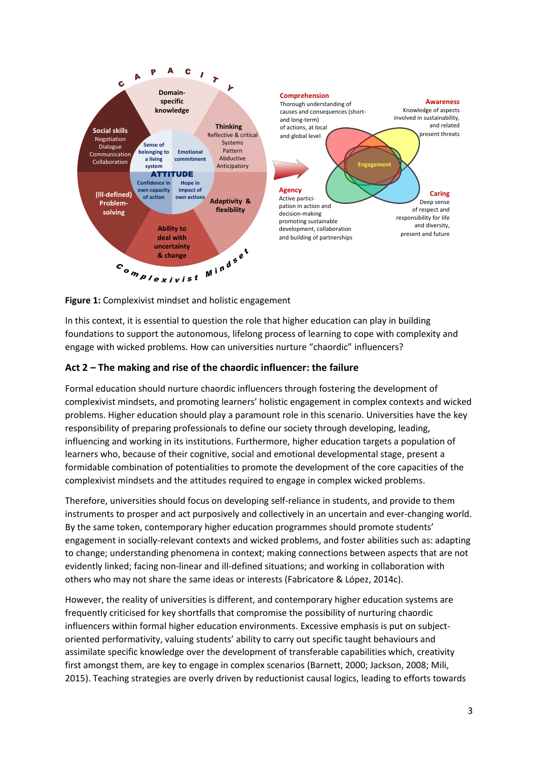**Figure 1:** Complexivist mindset and holistic engagement

In this context, it is essential to question the role that higher education can play in building foundations to support the autonomous, lifelong process of learning to cope with complexity and engage with wicked problems. How can universities nurture "chaordic" influencers?

## Act 2 – The making and rise of the chaordic influencer: the failure

Formal education should nurture chaordic influencers through fostering the development of complexivist mindsets, and promoting learners' holistic engagement in complex contexts and wicked problems. Higher education should play a paramount role in this scenario. Universities have the key responsibility of preparing professionals to define our society through developing, leading, influencing and working in its institutions. Furthermore, higher education targets a population of learners who, because of their cognitive, social and emotional developmental stage, present a formidable combination of potentialities to promote the development of the core capacities of the complexivist mindsets and the attitudes required to engage in complex wicked problems.

Therefore, universities should focus on developing self-reliance in students, and provide to them instruments to prosper and act purposively and collectively in an uncertain and ever-changing world. By the same token, contemporary higher education programmes should promote students' engagement in socially-relevant contexts and wicked problems, and foster abilities such as: adapting to change; understanding phenomena in context; making connections between aspects that are not evidently linked; facing non-linear and ill-defined situations; and working in collaboration with others who may not share the same ideas or interests (Fabricatore & López, 2014c).

However, the reality of universities is different, and contemporary higher education systems are frequently criticised for key shortfalls that compromise the possibility of nurturing chaordic influencers within formal higher education environments. Excessive emphasis is put on subject-oriented performativity, valuing students' ability to carry out specific taught behaviours and assimilate specific knowledge over the development of transferable capabilities which, creativity first amongst them, are key to engage in complex scenarios (Barnett, 2000; Jackson, 2008; Mili, 2015). Teaching strategies are overly driven by reductionist causal logics, leading to efforts towards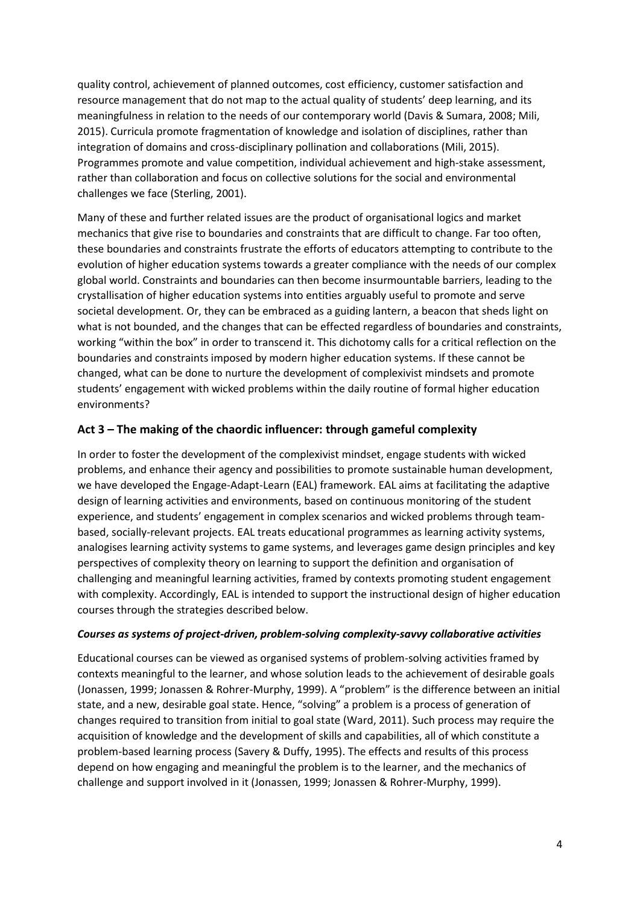quality control, achievement of planned outcomes, cost efficiency, customer satisfaction and resource management that do not map to the actual quality of students' deep learning, and its meaningfulness in relation to the needs of our contemporary world (Davis & Sumara, 2008; Mili, 2015). Curricula promote fragmentation of knowledge and isolation of disciplines, rather than integration of domains and cross-disciplinary pollination and collaborations (Mili, 2015). Programmes promote and value competition, individual achievement and high-stake assessment, rather than collaboration and focus on collective solutions for the social and environmental challenges we face (Sterling, 2001).

Many of these and further related issues are the product of organisational logics and market mechanics that give rise to boundaries and constraints that are difficult to change. Far too often, these boundaries and constraints frustrate the efforts of educators attempting to contribute to the evolution of higher education systems towards a greater compliance with the needs of our complex global world. Constraints and boundaries can then become insurmountable barriers, leading to the crystallisation of higher education systems into entities arguably useful to promote and serve societal development. Or, they can be embraced as a guiding lantern, a beacon that sheds light on what is not bounded, and the changes that can be effected regardless of boundaries and constraints, working "within the box" in order to transcend it. This dichotomy calls for a critical reflection on the boundaries and constraints imposed by modern higher education systems. If these cannot be changed, what can be done to nurture the development of complexivist mindsets and promote students' engagement with wicked problems within the daily routine of formal higher education environments?

## Act 3 – The making of the chaordic influencer: through gameful complexity

In order to foster the development of the complexivist mindset, engage students with wicked problems, and enhance their agency and possibilities to promote sustainable human development, we have developed the Engage-Adapt-Learn (EAL) framework. EAL aims at facilitating the adaptive design of learning activities and environments, based on continuous monitoring of the student experience, and students' engagement in complex scenarios and wicked problems through team-based, socially-relevant projects. EAL treats educational programmes as learning activity systems, analogises learning activity systems to game systems, and leverages game design principles and key perspectives of complexity theory on learning to support the definition and organisation of challenging and meaningful learning activities, framed by contexts promoting student engagement with complexity. Accordingly, EAL is intended to support the instructional design of higher education courses through the strategies described below.

### *Courses as systems of project-driven, problem-solving complexity-savvy collaborative activities*

Educational courses can be viewed as organised systems of problem-solving activities framed by contexts meaningful to the learner, and whose solution leads to the achievement of desirable goals (Jonassen, 1999; Jonassen & Rohrer-Murphy, 1999). A "problem" is the difference between an initial state, and a new, desirable goal state. Hence, "solving" a problem is a process of generation of changes required to transition from initial to goal state (Ward, 2011). Such process may require the acquisition of knowledge and the development of skills and capabilities, all of which constitute a problem-based learning process (Savery & Duffy, 1995). The effects and results of this process depend on how engaging and meaningful the problem is to the learner, and the mechanics of challenge and support involved in it (Jonassen, 1999; Jonassen & Rohrer-Murphy, 1999).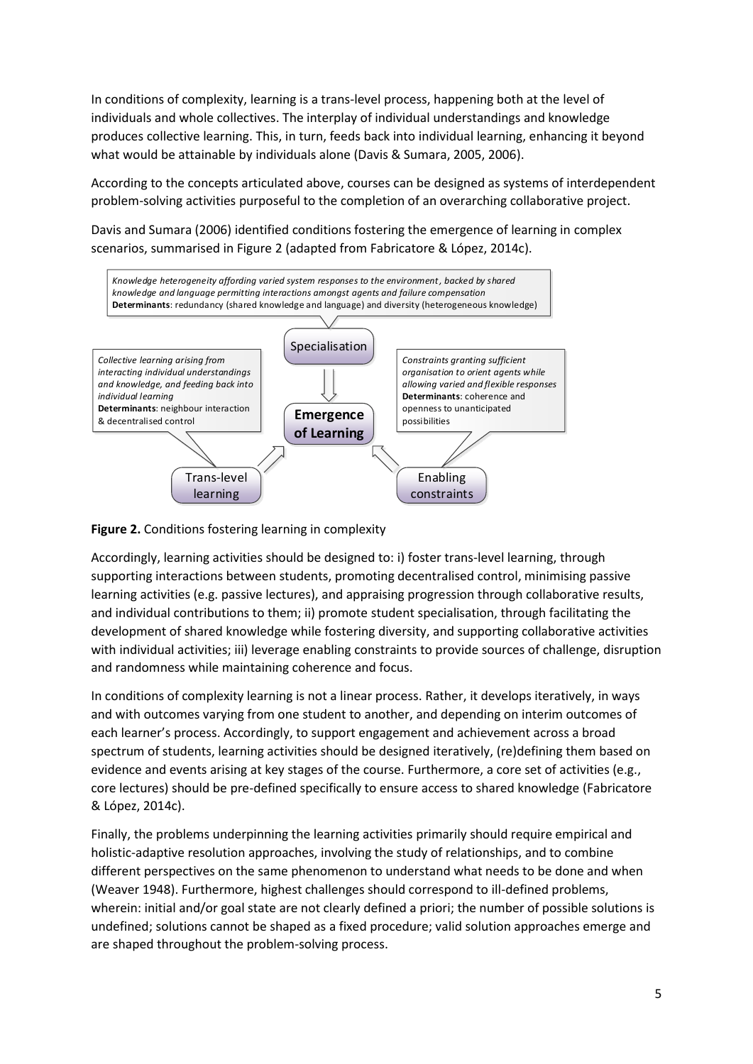In conditions of complexity, learning is a trans-level process, happening both at the level of individuals and whole collectives. The interplay of individual understandings and knowledge produces collective learning. This, in turn, feeds back into individual learning, enhancing it beyond what would be attainable by individuals alone (Davis & Sumara, 2005, 2006).

According to the concepts articulated above, courses can be designed as systems of interdependent problem-solving activities purposeful to the completion of an overarching collaborative project.

Davis and Sumara (2006) identified conditions fostering the emergence of learning in complex scenarios, summarised in Figure 2 (adapted from Fabricatore & López, 2014c).

*Knowledge heterogeneity affording varied system responses to the environment, backed by shared knowledge and language permitting interactions amongst agents and failure compensation*
**Determinants**: redundancy (shared knowledge and language) and diversity (heterogeneous knowledge)

Specialisation

*Collective learning arising from interacting individual understandings and knowledge, and feeding back into individual learning*
**Determinants**: neighbour interaction & decentralised control

**Emergence of Learning**

*Constraints granting sufficient organisation to orient agents while allowing varied and flexible responses*
**Determinants**: coherence and openness to unanticipated possibilities

Trans-level learning

Enabling constraints

**Figure 2.** Conditions fostering learning in complexity

Accordingly, learning activities should be designed to: i) foster trans-level learning, through supporting interactions between students, promoting decentralised control, minimising passive learning activities (e.g. passive lectures), and appraising progression through collaborative results, and individual contributions to them; ii) promote student specialisation, through facilitating the development of shared knowledge while fostering diversity, and supporting collaborative activities with individual activities; iii) leverage enabling constraints to provide sources of challenge, disruption and randomness while maintaining coherence and focus.

In conditions of complexity learning is not a linear process. Rather, it develops iteratively, in ways and with outcomes varying from one student to another, and depending on interim outcomes of each learner's process. Accordingly, to support engagement and achievement across a broad spectrum of students, learning activities should be designed iteratively, (re)defining them based on evidence and events arising at key stages of the course. Furthermore, a core set of activities (e.g., core lectures) should be pre-defined specifically to ensure access to shared knowledge (Fabricatore & López, 2014c).

Finally, the problems underpinning the learning activities primarily should require empirical and holistic-adaptive resolution approaches, involving the study of relationships, and to combine different perspectives on the same phenomenon to understand what needs to be done and when (Weaver 1948). Furthermore, highest challenges should correspond to ill-defined problems, wherein: initial and/or goal state are not clearly defined a priori; the number of possible solutions is undefined; solutions cannot be shaped as a fixed procedure; valid solution approaches emerge and are shaped throughout the problem-solving process.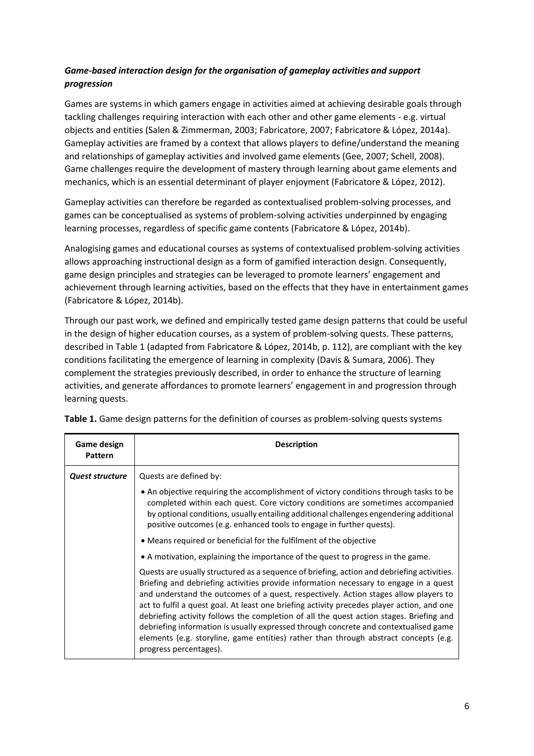### *Game-based interaction design for the organisation of gameplay activities and support progression*

Games are systems in which gamers engage in activities aimed at achieving desirable goals through tackling challenges requiring interaction with each other and other game elements - e.g. virtual objects and entities (Salen & Zimmerman, 2003; Fabricatore, 2007; Fabricatore & López, 2014a). Gameplay activities are framed by a context that allows players to define/understand the meaning and relationships of gameplay activities and involved game elements (Gee, 2007; Schell, 2008). Game challenges require the development of mastery through learning about game elements and mechanics, which is an essential determinant of player enjoyment (Fabricatore & López, 2012).

Gameplay activities can therefore be regarded as contextualised problem-solving processes, and games can be conceptualised as systems of problem-solving activities underpinned by engaging learning processes, regardless of specific game contents (Fabricatore & López, 2014b).

Analogising games and educational courses as systems of contextualised problem-solving activities allows approaching instructional design as a form of gamified interaction design. Consequently, game design principles and strategies can be leveraged to promote learners' engagement and achievement through learning activities, based on the effects that they have in entertainment games (Fabricatore & López, 2014b).

Through our past work, we defined and empirically tested game design patterns that could be useful in the design of higher education courses, as a system of problem-solving quests. These patterns, described in Table 1 (adapted from Fabricatore & López, 2014b, p. 112), are compliant with the key conditions facilitating the emergence of learning in complexity (Davis & Sumara, 2006). They complement the strategies previously described, in order to enhance the structure of learning activities, and generate affordances to promote learners' engagement in and progression through learning quests.

**Table 1.** Game design patterns for the definition of courses as problem-solving quests systems

| Game design Pattern | Description |
|---|---|
| ***Quest structure*** | Quests are defined by:<br>• An objective requiring the accomplishment of victory conditions through tasks to be completed within each quest. Core victory conditions are sometimes accompanied by optional conditions, usually entailing additional challenges engendering additional positive outcomes (e.g. enhanced tools to engage in further quests).<br>• Means required or beneficial for the fulfilment of the objective<br>• A motivation, explaining the importance of the quest to progress in the game.<br>Quests are usually structured as a sequence of briefing, action and debriefing activities. Briefing and debriefing activities provide information necessary to engage in a quest and understand the outcomes of a quest, respectively. Action stages allow players to act to fulfil a quest goal. At least one briefing activity precedes player action, and one debriefing activity follows the completion of all the quest action stages. Briefing and debriefing information is usually expressed through concrete and contextualised game elements (e.g. storyline, game entities) rather than through abstract concepts (e.g. progress percentages). |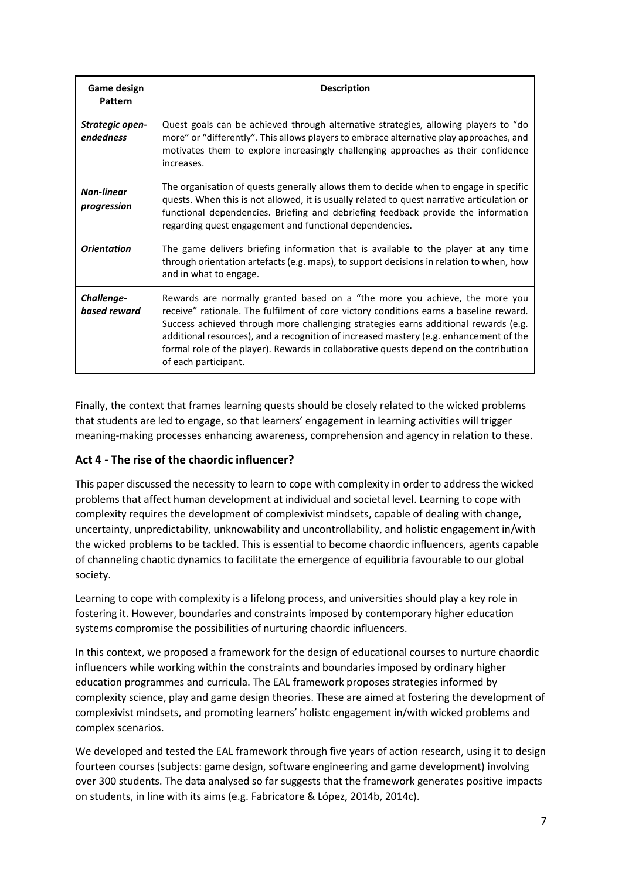| Game design Pattern | Description |
|---|---|
| ***Strategic open-endedness*** | Quest goals can be achieved through alternative strategies, allowing players to "do more" or "differently". This allows players to embrace alternative play approaches, and motivates them to explore increasingly challenging approaches as their confidence increases. |
| ***Non-linear progression*** | The organisation of quests generally allows them to decide when to engage in specific quests. When this is not allowed, it is usually related to quest narrative articulation or functional dependencies. Briefing and debriefing feedback provide the information regarding quest engagement and functional dependencies. |
| ***Orientation*** | The game delivers briefing information that is available to the player at any time through orientation artefacts (e.g. maps), to support decisions in relation to when, how and in what to engage. |
| ***Challenge-based reward*** | Rewards are normally granted based on a "the more you achieve, the more you receive" rationale. The fulfilment of core victory conditions earns a baseline reward. Success achieved through more challenging strategies earns additional rewards (e.g. additional resources), and a recognition of increased mastery (e.g. enhancement of the formal role of the player). Rewards in collaborative quests depend on the contribution of each participant. |

Finally, the context that frames learning quests should be closely related to the wicked problems that students are led to engage, so that learners' engagement in learning activities will trigger meaning-making processes enhancing awareness, comprehension and agency in relation to these.

## Act 4 - The rise of the chaordic influencer?

This paper discussed the necessity to learn to cope with complexity in order to address the wicked problems that affect human development at individual and societal level. Learning to cope with complexity requires the development of complexivist mindsets, capable of dealing with change, uncertainty, unpredictability, unknowability and uncontrollability, and holistic engagement in/with the wicked problems to be tackled. This is essential to become chaordic influencers, agents capable of channeling chaotic dynamics to facilitate the emergence of equilibria favourable to our global society.

Learning to cope with complexity is a lifelong process, and universities should play a key role in fostering it. However, boundaries and constraints imposed by contemporary higher education systems compromise the possibilities of nurturing chaordic influencers.

In this context, we proposed a framework for the design of educational courses to nurture chaordic influencers while working within the constraints and boundaries imposed by ordinary higher education programmes and curricula. The EAL framework proposes strategies informed by complexity science, play and game design theories. These are aimed at fostering the development of complexivist mindsets, and promoting learners' holistc engagement in/with wicked problems and complex scenarios.

We developed and tested the EAL framework through five years of action research, using it to design fourteen courses (subjects: game design, software engineering and game development) involving over 300 students. The data analysed so far suggests that the framework generates positive impacts on students, in line with its aims (e.g. Fabricatore & López, 2014b, 2014c).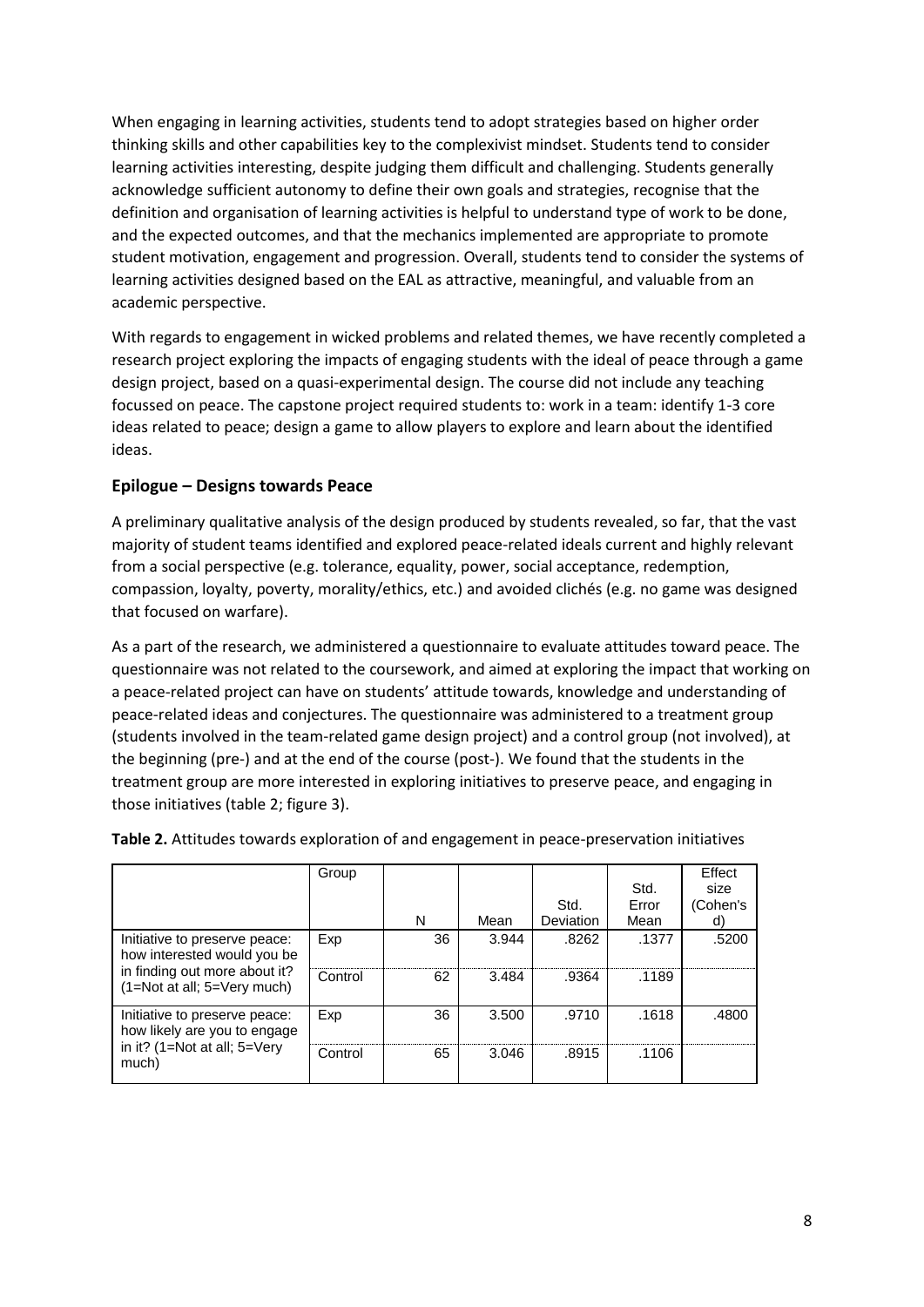When engaging in learning activities, students tend to adopt strategies based on higher order thinking skills and other capabilities key to the complexivist mindset. Students tend to consider learning activities interesting, despite judging them difficult and challenging. Students generally acknowledge sufficient autonomy to define their own goals and strategies, recognise that the definition and organisation of learning activities is helpful to understand type of work to be done, and the expected outcomes, and that the mechanics implemented are appropriate to promote student motivation, engagement and progression. Overall, students tend to consider the systems of learning activities designed based on the EAL as attractive, meaningful, and valuable from an academic perspective.

With regards to engagement in wicked problems and related themes, we have recently completed a research project exploring the impacts of engaging students with the ideal of peace through a game design project, based on a quasi-experimental design. The course did not include any teaching focussed on peace. The capstone project required students to: work in a team: identify 1-3 core ideas related to peace; design a game to allow players to explore and learn about the identified ideas.

## Epilogue – Designs towards Peace

A preliminary qualitative analysis of the design produced by students revealed, so far, that the vast majority of student teams identified and explored peace-related ideals current and highly relevant from a social perspective (e.g. tolerance, equality, power, social acceptance, redemption, compassion, loyalty, poverty, morality/ethics, etc.) and avoided clichés (e.g. no game was designed that focused on warfare).

As a part of the research, we administered a questionnaire to evaluate attitudes toward peace. The questionnaire was not related to the coursework, and aimed at exploring the impact that working on a peace-related project can have on students' attitude towards, knowledge and understanding of peace-related ideas and conjectures. The questionnaire was administered to a treatment group (students involved in the team-related game design project) and a control group (not involved), at the beginning (pre-) and at the end of the course (post-). We found that the students in the treatment group are more interested in exploring initiatives to preserve peace, and engaging in those initiatives (table 2; figure 3).

**Table 2.** Attitudes towards exploration of and engagement in peace-preservation initiatives

| | Group | N | Mean | Std. Deviation | Std. Error Mean | Effect size (Cohen's d) |
|---|---|---|---|---|---|---|
| Initiative to preserve peace: how interested would you be in finding out more about it? (1=Not at all; 5=Very much) | Exp | 36 | 3.944 | .8262 | .1377 | .5200 |
| | Control | 62 | 3.484 | .9364 | .1189 | |
| Initiative to preserve peace: how likely are you to engage in it? (1=Not at all; 5=Very much) | Exp | 36 | 3.500 | .9710 | .1618 | .4800 |
| | Control | 65 | 3.046 | .8915 | .1106 | |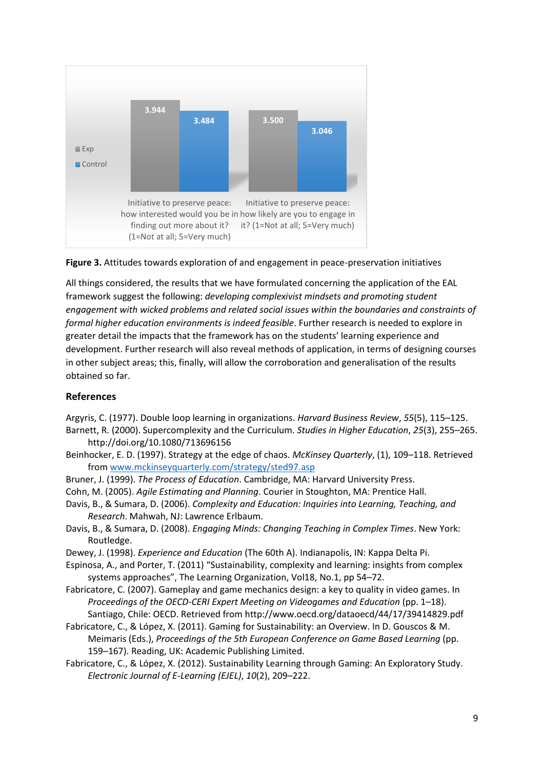**Figure 3.** Attitudes towards exploration of and engagement in peace-preservation initiatives

All things considered, the results that we have formulated concerning the application of the EAL framework suggest the following: *developing complexivist mindsets and promoting student engagement with wicked problems and related social issues within the boundaries and constraints of formal higher education environments is indeed feasible*. Further research is needed to explore in greater detail the impacts that the framework has on the students' learning experience and development. Further research will also reveal methods of application, in terms of designing courses in other subject areas; this, finally, will allow the corroboration and generalisation of the results obtained so far.

## References

Argyris, C. (1977). Double loop learning in organizations. *Harvard Business Review*, *55*(5), 115–125.

Barnett, R. (2000). Supercomplexity and the Curriculum. *Studies in Higher Education*, *25*(3), 255–265. http://doi.org/10.1080/713696156

Beinhocker, E. D. (1997). Strategy at the edge of chaos. *McKinsey Quarterly*, (1), 109–118. Retrieved from www.mckinseyquarterly.com/strategy/sted97.asp

Bruner, J. (1999). *The Process of Education*. Cambridge, MA: Harvard University Press.

Cohn, M. (2005). *Agile Estimating and Planning*. Courier in Stoughton, MA: Prentice Hall.

Davis, B., & Sumara, D. (2006). *Complexity and Education: Inquiries into Learning, Teaching, and Research*. Mahwah, NJ: Lawrence Erlbaum.

Davis, B., & Sumara, D. (2008). *Engaging Minds: Changing Teaching in Complex Times*. New York: Routledge.

Dewey, J. (1998). *Experience and Education* (The 60th A). Indianapolis, IN: Kappa Delta Pi.

Espinosa, A., and Porter, T. (2011) "Sustainability, complexity and learning: insights from complex systems approaches", The Learning Organization, Vol18, No.1, pp 54–72.

Fabricatore, C. (2007). Gameplay and game mechanics design: a key to quality in video games. In *Proceedings of the OECD-CERI Expert Meeting on Videogames and Education* (pp. 1–18). Santiago, Chile: OECD. Retrieved from http://www.oecd.org/dataoecd/44/17/39414829.pdf

Fabricatore, C., & López, X. (2011). Gaming for Sustainability: an Overview. In D. Gouscos & M. Meimaris (Eds.), *Proceedings of the 5th European Conference on Game Based Learning* (pp. 159–167). Reading, UK: Academic Publishing Limited.

Fabricatore, C., & López, X. (2012). Sustainability Learning through Gaming: An Exploratory Study. *Electronic Journal of E-Learning (EJEL)*, *10*(2), 209–222.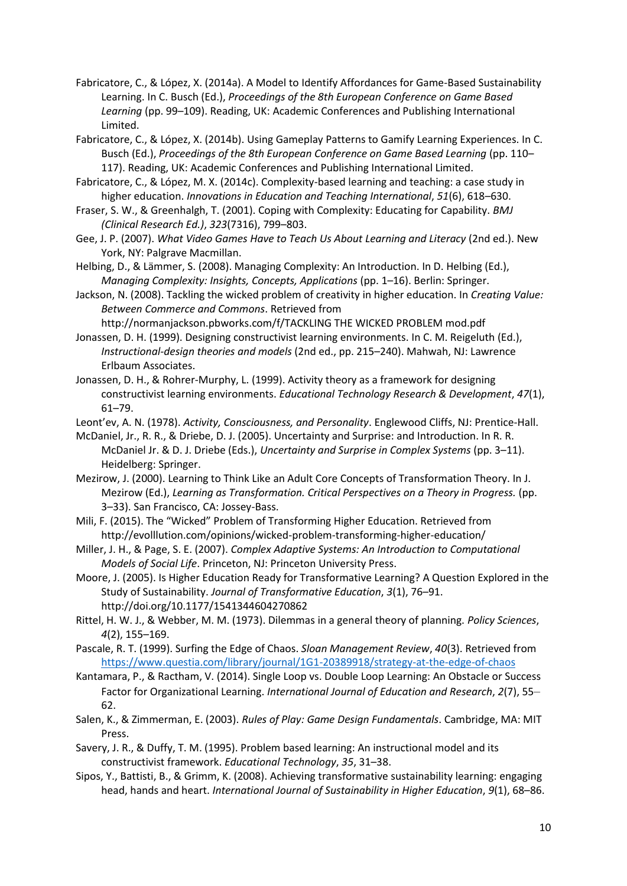Fabricatore, C., & López, X. (2014a). A Model to Identify Affordances for Game-Based Sustainability Learning. In C. Busch (Ed.), *Proceedings of the 8th European Conference on Game Based Learning* (pp. 99–109). Reading, UK: Academic Conferences and Publishing International Limited.

Fabricatore, C., & López, X. (2014b). Using Gameplay Patterns to Gamify Learning Experiences. In C. Busch (Ed.), *Proceedings of the 8th European Conference on Game Based Learning* (pp. 110–117). Reading, UK: Academic Conferences and Publishing International Limited.

Fabricatore, C., & López, M. X. (2014c). Complexity-based learning and teaching: a case study in higher education. *Innovations in Education and Teaching International*, *51*(6), 618–630.

Fraser, S. W., & Greenhalgh, T. (2001). Coping with Complexity: Educating for Capability. *BMJ (Clinical Research Ed.)*, *323*(7316), 799–803.

Gee, J. P. (2007). *What Video Games Have to Teach Us About Learning and Literacy* (2nd ed.). New York, NY: Palgrave Macmillan.

Helbing, D., & Lämmer, S. (2008). Managing Complexity: An Introduction. In D. Helbing (Ed.), *Managing Complexity: Insights, Concepts, Applications* (pp. 1–16). Berlin: Springer.

Jackson, N. (2008). Tackling the wicked problem of creativity in higher education. In *Creating Value: Between Commerce and Commons*. Retrieved from http://normanjackson.pbworks.com/f/TACKLING THE WICKED PROBLEM mod.pdf

Jonassen, D. H. (1999). Designing constructivist learning environments. In C. M. Reigeluth (Ed.), *Instructional-design theories and models* (2nd ed., pp. 215–240). Mahwah, NJ: Lawrence Erlbaum Associates.

Jonassen, D. H., & Rohrer-Murphy, L. (1999). Activity theory as a framework for designing constructivist learning environments. *Educational Technology Research & Development*, *47*(1), 61–79.

Leont'ev, A. N. (1978). *Activity, Consciousness, and Personality*. Englewood Cliffs, NJ: Prentice-Hall.

McDaniel, Jr., R. R., & Driebe, D. J. (2005). Uncertainty and Surprise: and Introduction. In R. R. McDaniel Jr. & D. J. Driebe (Eds.), *Uncertainty and Surprise in Complex Systems* (pp. 3–11). Heidelberg: Springer.

Mezirow, J. (2000). Learning to Think Like an Adult Core Concepts of Transformation Theory. In J. Mezirow (Ed.), *Learning as Transformation. Critical Perspectives on a Theory in Progress.* (pp. 3–33). San Francisco, CA: Jossey-Bass.

Mili, F. (2015). The "Wicked" Problem of Transforming Higher Education. Retrieved from http://evolllution.com/opinions/wicked-problem-transforming-higher-education/

Miller, J. H., & Page, S. E. (2007). *Complex Adaptive Systems: An Introduction to Computational Models of Social Life*. Princeton, NJ: Princeton University Press.

Moore, J. (2005). Is Higher Education Ready for Transformative Learning? A Question Explored in the Study of Sustainability. *Journal of Transformative Education*, *3*(1), 76–91. http://doi.org/10.1177/1541344604270862

Rittel, H. W. J., & Webber, M. M. (1973). Dilemmas in a general theory of planning. *Policy Sciences*, *4*(2), 155–169.

Pascale, R. T. (1999). Surfing the Edge of Chaos. *Sloan Management Review*, *40*(3). Retrieved from https://www.questia.com/library/journal/1G1-20389918/strategy-at-the-edge-of-chaos

Kantamara, P., & Ractham, V. (2014). Single Loop vs. Double Loop Learning: An Obstacle or Success Factor for Organizational Learning. *International Journal of Education and Research*, *2*(7), 55–62.

Salen, K., & Zimmerman, E. (2003). *Rules of Play: Game Design Fundamentals*. Cambridge, MA: MIT Press.

Savery, J. R., & Duffy, T. M. (1995). Problem based learning: An instructional model and its constructivist framework. *Educational Technology*, *35*, 31–38.

Sipos, Y., Battisti, B., & Grimm, K. (2008). Achieving transformative sustainability learning: engaging head, hands and heart. *International Journal of Sustainability in Higher Education*, *9*(1), 68–86.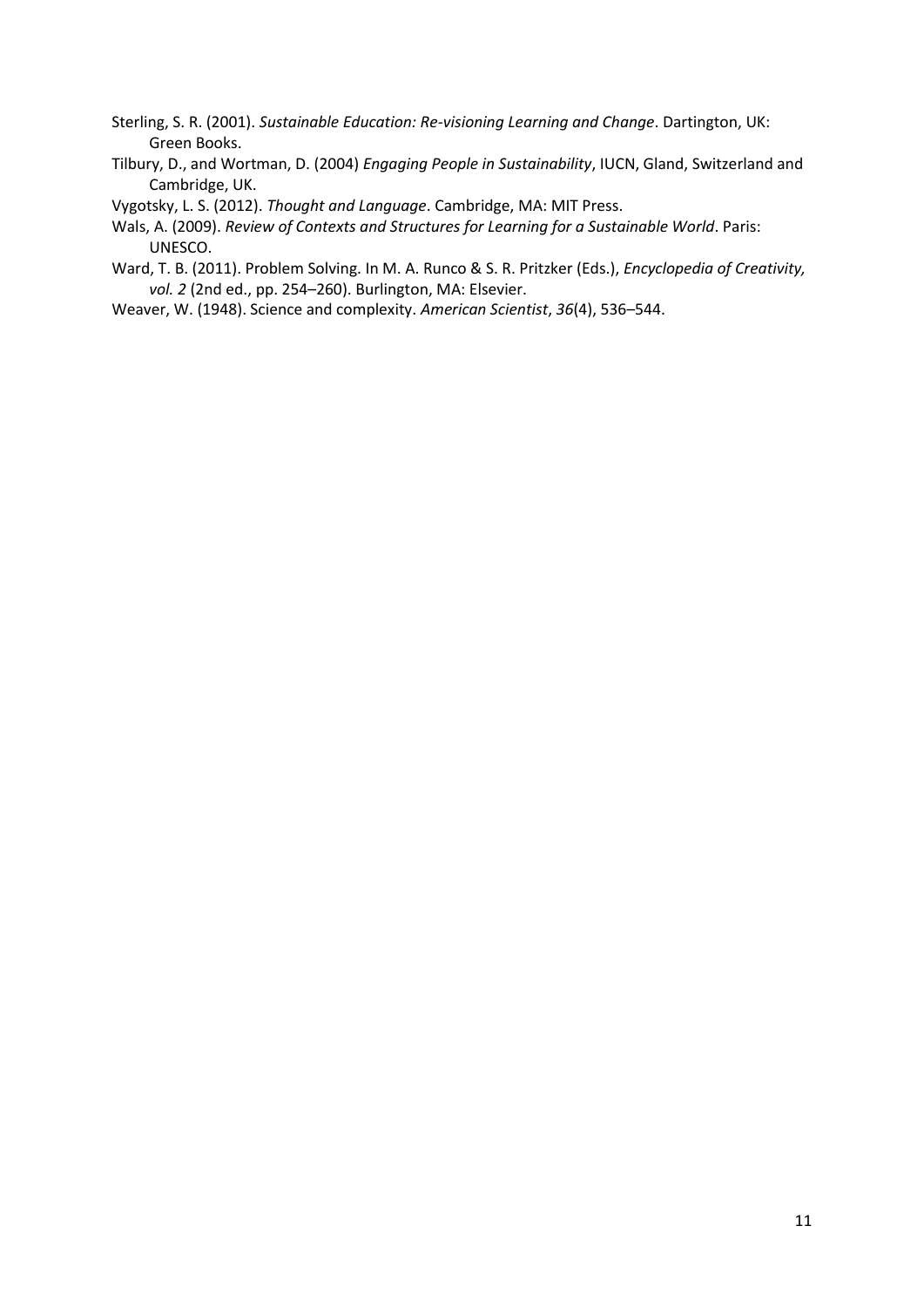Sterling, S. R. (2001). *Sustainable Education: Re-visioning Learning and Change*. Dartington, UK: Green Books.

Tilbury, D., and Wortman, D. (2004) *Engaging People in Sustainability*, IUCN, Gland, Switzerland and Cambridge, UK.

Vygotsky, L. S. (2012). *Thought and Language*. Cambridge, MA: MIT Press.

Wals, A. (2009). *Review of Contexts and Structures for Learning for a Sustainable World*. Paris: UNESCO.

Ward, T. B. (2011). Problem Solving. In M. A. Runco & S. R. Pritzker (Eds.), *Encyclopedia of Creativity, vol. 2* (2nd ed., pp. 254–260). Burlington, MA: Elsevier.

Weaver, W. (1948). Science and complexity. *American Scientist*, *36*(4), 536–544.